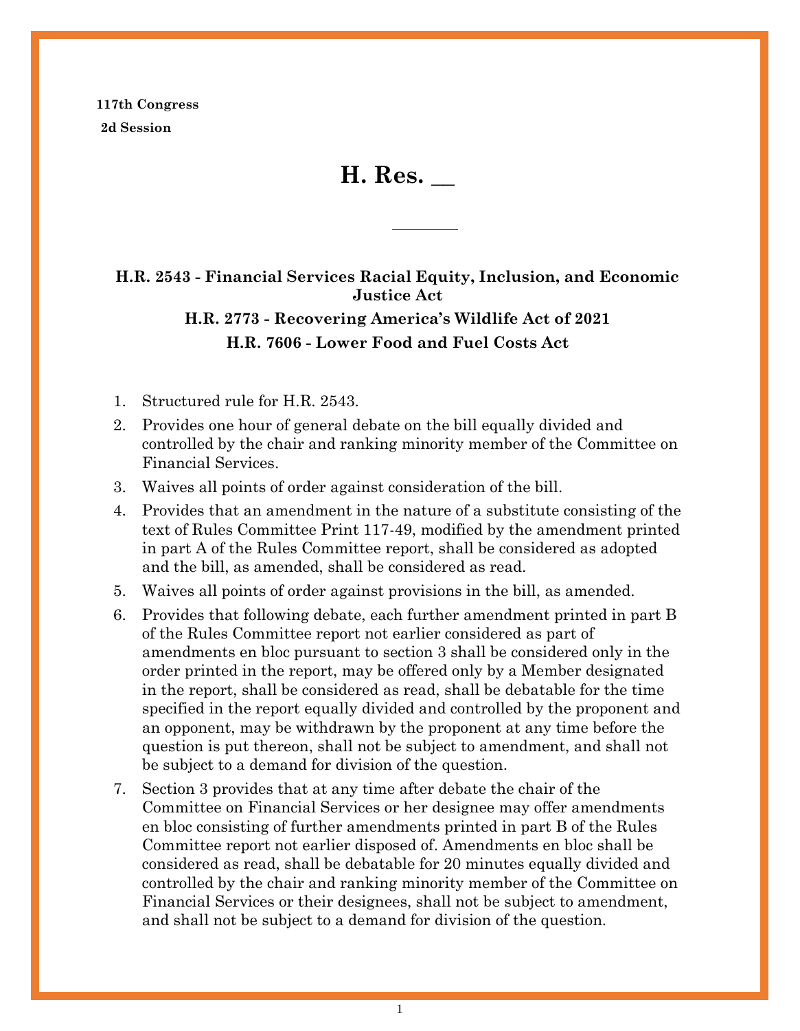**117th Congress**
**2d Session**

# H. Res. __

---

**H.R. 2543 - Financial Services Racial Equity, Inclusion, and Economic Justice Act**

**H.R. 2773 - Recovering America's Wildlife Act of 2021**

**H.R. 7606 - Lower Food and Fuel Costs Act**

1. Structured rule for H.R. 2543.
2. Provides one hour of general debate on the bill equally divided and controlled by the chair and ranking minority member of the Committee on Financial Services.
3. Waives all points of order against consideration of the bill.
4. Provides that an amendment in the nature of a substitute consisting of the text of Rules Committee Print 117-49, modified by the amendment printed in part A of the Rules Committee report, shall be considered as adopted and the bill, as amended, shall be considered as read.
5. Waives all points of order against provisions in the bill, as amended.
6. Provides that following debate, each further amendment printed in part B of the Rules Committee report not earlier considered as part of amendments en bloc pursuant to section 3 shall be considered only in the order printed in the report, may be offered only by a Member designated in the report, shall be considered as read, shall be debatable for the time specified in the report equally divided and controlled by the proponent and an opponent, may be withdrawn by the proponent at any time before the question is put thereon, shall not be subject to amendment, and shall not be subject to a demand for division of the question.
7. Section 3 provides that at any time after debate the chair of the Committee on Financial Services or her designee may offer amendments en bloc consisting of further amendments printed in part B of the Rules Committee report not earlier disposed of. Amendments en bloc shall be considered as read, shall be debatable for 20 minutes equally divided and controlled by the chair and ranking minority member of the Committee on Financial Services or their designees, shall not be subject to amendment, and shall not be subject to a demand for division of the question.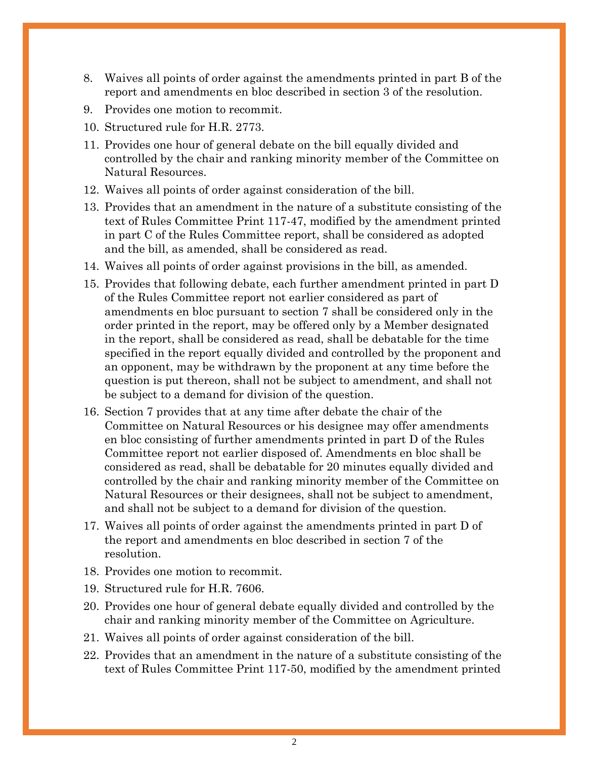8. Waives all points of order against the amendments printed in part B of the report and amendments en bloc described in section 3 of the resolution.
9. Provides one motion to recommit.
10. Structured rule for H.R. 2773.
11. Provides one hour of general debate on the bill equally divided and controlled by the chair and ranking minority member of the Committee on Natural Resources.
12. Waives all points of order against consideration of the bill.
13. Provides that an amendment in the nature of a substitute consisting of the text of Rules Committee Print 117-47, modified by the amendment printed in part C of the Rules Committee report, shall be considered as adopted and the bill, as amended, shall be considered as read.
14. Waives all points of order against provisions in the bill, as amended.
15. Provides that following debate, each further amendment printed in part D of the Rules Committee report not earlier considered as part of amendments en bloc pursuant to section 7 shall be considered only in the order printed in the report, may be offered only by a Member designated in the report, shall be considered as read, shall be debatable for the time specified in the report equally divided and controlled by the proponent and an opponent, may be withdrawn by the proponent at any time before the question is put thereon, shall not be subject to amendment, and shall not be subject to a demand for division of the question.
16. Section 7 provides that at any time after debate the chair of the Committee on Natural Resources or his designee may offer amendments en bloc consisting of further amendments printed in part D of the Rules Committee report not earlier disposed of. Amendments en bloc shall be considered as read, shall be debatable for 20 minutes equally divided and controlled by the chair and ranking minority member of the Committee on Natural Resources or their designees, shall not be subject to amendment, and shall not be subject to a demand for division of the question.
17. Waives all points of order against the amendments printed in part D of the report and amendments en bloc described in section 7 of the resolution.
18. Provides one motion to recommit.
19. Structured rule for H.R. 7606.
20. Provides one hour of general debate equally divided and controlled by the chair and ranking minority member of the Committee on Agriculture.
21. Waives all points of order against consideration of the bill.
22. Provides that an amendment in the nature of a substitute consisting of the text of Rules Committee Print 117-50, modified by the amendment printed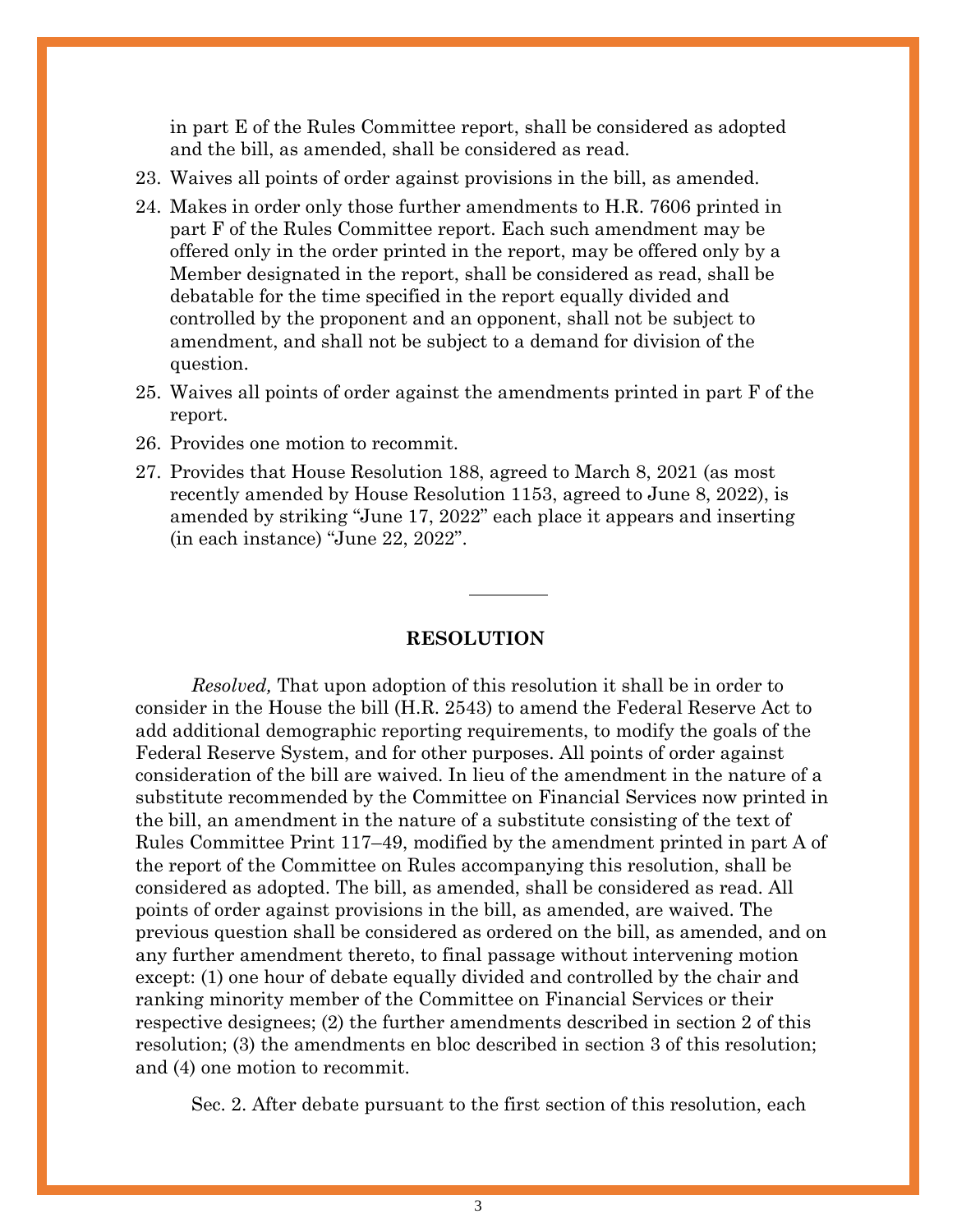in part E of the Rules Committee report, shall be considered as adopted and the bill, as amended, shall be considered as read.

23. Waives all points of order against provisions in the bill, as amended.
24. Makes in order only those further amendments to H.R. 7606 printed in part F of the Rules Committee report. Each such amendment may be offered only in the order printed in the report, may be offered only by a Member designated in the report, shall be considered as read, shall be debatable for the time specified in the report equally divided and controlled by the proponent and an opponent, shall not be subject to amendment, and shall not be subject to a demand for division of the question.
25. Waives all points of order against the amendments printed in part F of the report.
26. Provides one motion to recommit.
27. Provides that House Resolution 188, agreed to March 8, 2021 (as most recently amended by House Resolution 1153, agreed to June 8, 2022), is amended by striking "June 17, 2022" each place it appears and inserting (in each instance) "June 22, 2022".

---

**RESOLUTION**

*Resolved,* That upon adoption of this resolution it shall be in order to consider in the House the bill (H.R. 2543) to amend the Federal Reserve Act to add additional demographic reporting requirements, to modify the goals of the Federal Reserve System, and for other purposes. All points of order against consideration of the bill are waived. In lieu of the amendment in the nature of a substitute recommended by the Committee on Financial Services now printed in the bill, an amendment in the nature of a substitute consisting of the text of Rules Committee Print 117–49, modified by the amendment printed in part A of the report of the Committee on Rules accompanying this resolution, shall be considered as adopted. The bill, as amended, shall be considered as read. All points of order against provisions in the bill, as amended, are waived. The previous question shall be considered as ordered on the bill, as amended, and on any further amendment thereto, to final passage without intervening motion except: (1) one hour of debate equally divided and controlled by the chair and ranking minority member of the Committee on Financial Services or their respective designees; (2) the further amendments described in section 2 of this resolution; (3) the amendments en bloc described in section 3 of this resolution; and (4) one motion to recommit.

Sec. 2. After debate pursuant to the first section of this resolution, each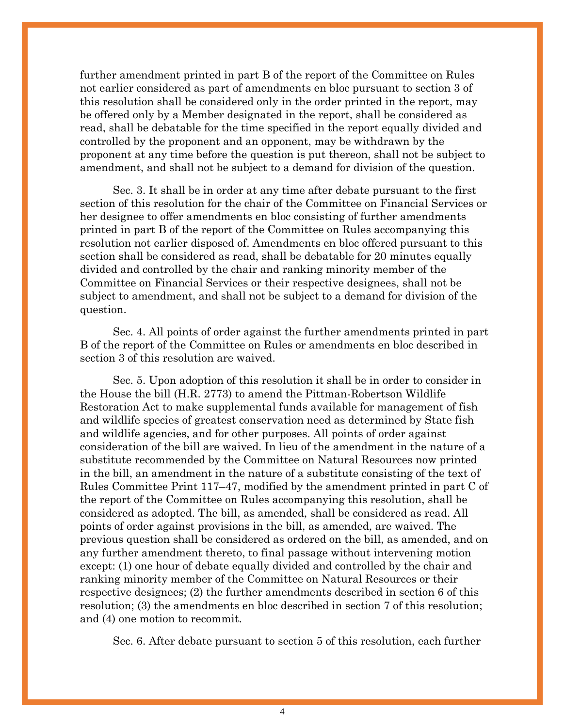further amendment printed in part B of the report of the Committee on Rules not earlier considered as part of amendments en bloc pursuant to section 3 of this resolution shall be considered only in the order printed in the report, may be offered only by a Member designated in the report, shall be considered as read, shall be debatable for the time specified in the report equally divided and controlled by the proponent and an opponent, may be withdrawn by the proponent at any time before the question is put thereon, shall not be subject to amendment, and shall not be subject to a demand for division of the question.

Sec. 3. It shall be in order at any time after debate pursuant to the first section of this resolution for the chair of the Committee on Financial Services or her designee to offer amendments en bloc consisting of further amendments printed in part B of the report of the Committee on Rules accompanying this resolution not earlier disposed of. Amendments en bloc offered pursuant to this section shall be considered as read, shall be debatable for 20 minutes equally divided and controlled by the chair and ranking minority member of the Committee on Financial Services or their respective designees, shall not be subject to amendment, and shall not be subject to a demand for division of the question.

Sec. 4. All points of order against the further amendments printed in part B of the report of the Committee on Rules or amendments en bloc described in section 3 of this resolution are waived.

Sec. 5. Upon adoption of this resolution it shall be in order to consider in the House the bill (H.R. 2773) to amend the Pittman-Robertson Wildlife Restoration Act to make supplemental funds available for management of fish and wildlife species of greatest conservation need as determined by State fish and wildlife agencies, and for other purposes. All points of order against consideration of the bill are waived. In lieu of the amendment in the nature of a substitute recommended by the Committee on Natural Resources now printed in the bill, an amendment in the nature of a substitute consisting of the text of Rules Committee Print 117–47, modified by the amendment printed in part C of the report of the Committee on Rules accompanying this resolution, shall be considered as adopted. The bill, as amended, shall be considered as read. All points of order against provisions in the bill, as amended, are waived. The previous question shall be considered as ordered on the bill, as amended, and on any further amendment thereto, to final passage without intervening motion except: (1) one hour of debate equally divided and controlled by the chair and ranking minority member of the Committee on Natural Resources or their respective designees; (2) the further amendments described in section 6 of this resolution; (3) the amendments en bloc described in section 7 of this resolution; and (4) one motion to recommit.

Sec. 6. After debate pursuant to section 5 of this resolution, each further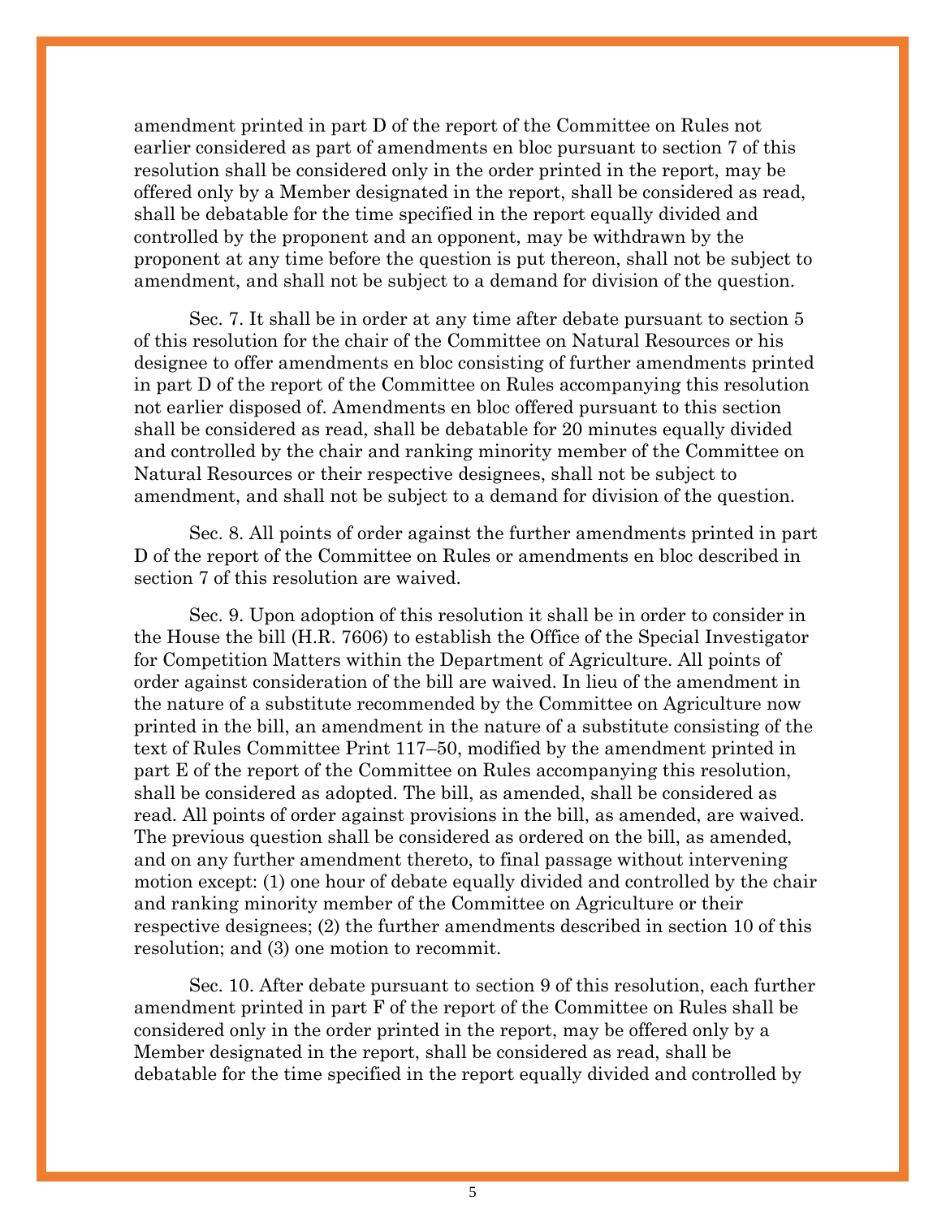amendment printed in part D of the report of the Committee on Rules not earlier considered as part of amendments en bloc pursuant to section 7 of this resolution shall be considered only in the order printed in the report, may be offered only by a Member designated in the report, shall be considered as read, shall be debatable for the time specified in the report equally divided and controlled by the proponent and an opponent, may be withdrawn by the proponent at any time before the question is put thereon, shall not be subject to amendment, and shall not be subject to a demand for division of the question.

Sec. 7. It shall be in order at any time after debate pursuant to section 5 of this resolution for the chair of the Committee on Natural Resources or his designee to offer amendments en bloc consisting of further amendments printed in part D of the report of the Committee on Rules accompanying this resolution not earlier disposed of. Amendments en bloc offered pursuant to this section shall be considered as read, shall be debatable for 20 minutes equally divided and controlled by the chair and ranking minority member of the Committee on Natural Resources or their respective designees, shall not be subject to amendment, and shall not be subject to a demand for division of the question.

Sec. 8. All points of order against the further amendments printed in part D of the report of the Committee on Rules or amendments en bloc described in section 7 of this resolution are waived.

Sec. 9. Upon adoption of this resolution it shall be in order to consider in the House the bill (H.R. 7606) to establish the Office of the Special Investigator for Competition Matters within the Department of Agriculture. All points of order against consideration of the bill are waived. In lieu of the amendment in the nature of a substitute recommended by the Committee on Agriculture now printed in the bill, an amendment in the nature of a substitute consisting of the text of Rules Committee Print 117–50, modified by the amendment printed in part E of the report of the Committee on Rules accompanying this resolution, shall be considered as adopted. The bill, as amended, shall be considered as read. All points of order against provisions in the bill, as amended, are waived. The previous question shall be considered as ordered on the bill, as amended, and on any further amendment thereto, to final passage without intervening motion except: (1) one hour of debate equally divided and controlled by the chair and ranking minority member of the Committee on Agriculture or their respective designees; (2) the further amendments described in section 10 of this resolution; and (3) one motion to recommit.

Sec. 10. After debate pursuant to section 9 of this resolution, each further amendment printed in part F of the report of the Committee on Rules shall be considered only in the order printed in the report, may be offered only by a Member designated in the report, shall be considered as read, shall be debatable for the time specified in the report equally divided and controlled by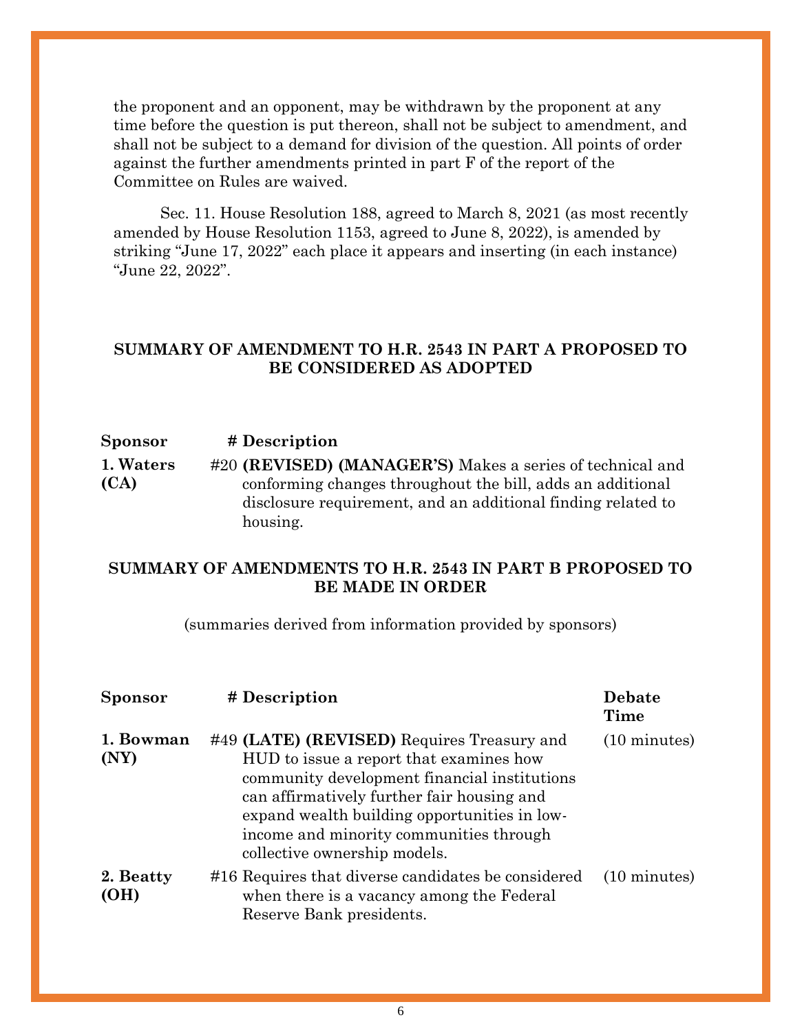the proponent and an opponent, may be withdrawn by the proponent at any time before the question is put thereon, shall not be subject to amendment, and shall not be subject to a demand for division of the question. All points of order against the further amendments printed in part F of the report of the Committee on Rules are waived.

Sec. 11. House Resolution 188, agreed to March 8, 2021 (as most recently amended by House Resolution 1153, agreed to June 8, 2022), is amended by striking "June 17, 2022" each place it appears and inserting (in each instance) "June 22, 2022".

## SUMMARY OF AMENDMENT TO H.R. 2543 IN PART A PROPOSED TO BE CONSIDERED AS ADOPTED

| Sponsor | # | Description |
|---|---|---|
| 1. Waters (CA) | #20 | **(REVISED) (MANAGER'S)** Makes a series of technical and conforming changes throughout the bill, adds an additional disclosure requirement, and an additional finding related to housing. |

## SUMMARY OF AMENDMENTS TO H.R. 2543 IN PART B PROPOSED TO BE MADE IN ORDER

(summaries derived from information provided by sponsors)

| Sponsor | # | Description | Debate Time |
|---|---|---|---|
| 1. Bowman (NY) | #49 | **(LATE) (REVISED)** Requires Treasury and HUD to issue a report that examines how community development financial institutions can affirmatively further fair housing and expand wealth building opportunities in low-income and minority communities through collective ownership models. | (10 minutes) |
| 2. Beatty (OH) | #16 | Requires that diverse candidates be considered when there is a vacancy among the Federal Reserve Bank presidents. | (10 minutes) |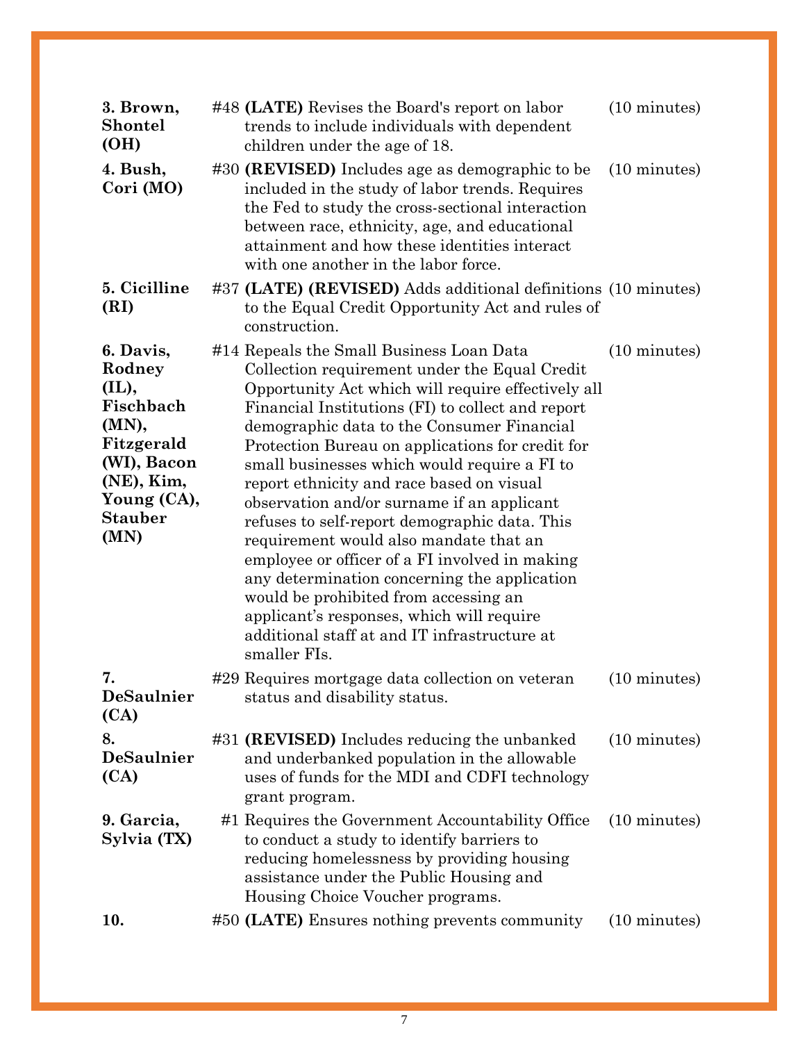| | | |
|---|---|---|
| **3. Brown, Shontel (OH)** | #48 **(LATE)** Revises the Board's report on labor trends to include individuals with dependent children under the age of 18. | (10 minutes) |
| **4. Bush, Cori (MO)** | #30 **(REVISED)** Includes age as demographic to be included in the study of labor trends. Requires the Fed to study the cross-sectional interaction between race, ethnicity, age, and educational attainment and how these identities interact with one another in the labor force. | (10 minutes) |
| **5. Cicilline (RI)** | #37 **(LATE) (REVISED)** Adds additional definitions to the Equal Credit Opportunity Act and rules of construction. | (10 minutes) |
| **6. Davis, Rodney (IL), Fischbach (MN), Fitzgerald (WI), Bacon (NE), Kim, Young (CA), Stauber (MN)** | #14 Repeals the Small Business Loan Data Collection requirement under the Equal Credit Opportunity Act which will require effectively all Financial Institutions (FI) to collect and report demographic data to the Consumer Financial Protection Bureau on applications for credit for small businesses which would require a FI to report ethnicity and race based on visual observation and/or surname if an applicant refuses to self-report demographic data. This requirement would also mandate that an employee or officer of a FI involved in making any determination concerning the application would be prohibited from accessing an applicant's responses, which will require additional staff at and IT infrastructure at smaller FIs. | (10 minutes) |
| **7. DeSaulnier (CA)** | #29 Requires mortgage data collection on veteran status and disability status. | (10 minutes) |
| **8. DeSaulnier (CA)** | #31 **(REVISED)** Includes reducing the unbanked and underbanked population in the allowable uses of funds for the MDI and CDFI technology grant program. | (10 minutes) |
| **9. Garcia, Sylvia (TX)** | #1 Requires the Government Accountability Office to conduct a study to identify barriers to reducing homelessness by providing housing assistance under the Public Housing and Housing Choice Voucher programs. | (10 minutes) |
| **10.** | #50 **(LATE)** Ensures nothing prevents community | (10 minutes) |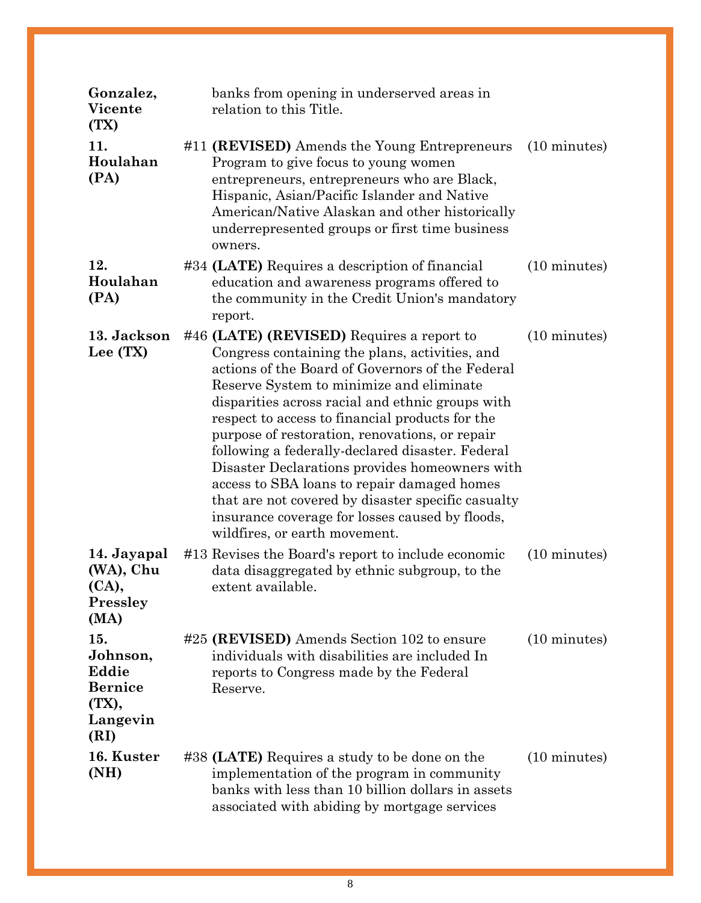| | | |
|---|---|---|
| **Gonzalez, Vicente (TX)** | banks from opening in underserved areas in relation to this Title. | |
| **11. Houlahan (PA)** | #11 **(REVISED)** Amends the Young Entrepreneurs Program to give focus to young women entrepreneurs, entrepreneurs who are Black, Hispanic, Asian/Pacific Islander and Native American/Native Alaskan and other historically underrepresented groups or first time business owners. | (10 minutes) |
| **12. Houlahan (PA)** | #34 **(LATE)** Requires a description of financial education and awareness programs offered to the community in the Credit Union's mandatory report. | (10 minutes) |
| **13. Jackson Lee (TX)** | #46 **(LATE) (REVISED)** Requires a report to Congress containing the plans, activities, and actions of the Board of Governors of the Federal Reserve System to minimize and eliminate disparities across racial and ethnic groups with respect to access to financial products for the purpose of restoration, renovations, or repair following a federally-declared disaster. Federal Disaster Declarations provides homeowners with access to SBA loans to repair damaged homes that are not covered by disaster specific casualty insurance coverage for losses caused by floods, wildfires, or earth movement. | (10 minutes) |
| **14. Jayapal (WA), Chu (CA), Pressley (MA)** | #13 Revises the Board's report to include economic data disaggregated by ethnic subgroup, to the extent available. | (10 minutes) |
| **15. Johnson, Eddie Bernice (TX), Langevin (RI)** | #25 **(REVISED)** Amends Section 102 to ensure individuals with disabilities are included In reports to Congress made by the Federal Reserve. | (10 minutes) |
| **16. Kuster (NH)** | #38 **(LATE)** Requires a study to be done on the implementation of the program in community banks with less than 10 billion dollars in assets associated with abiding by mortgage services | (10 minutes) |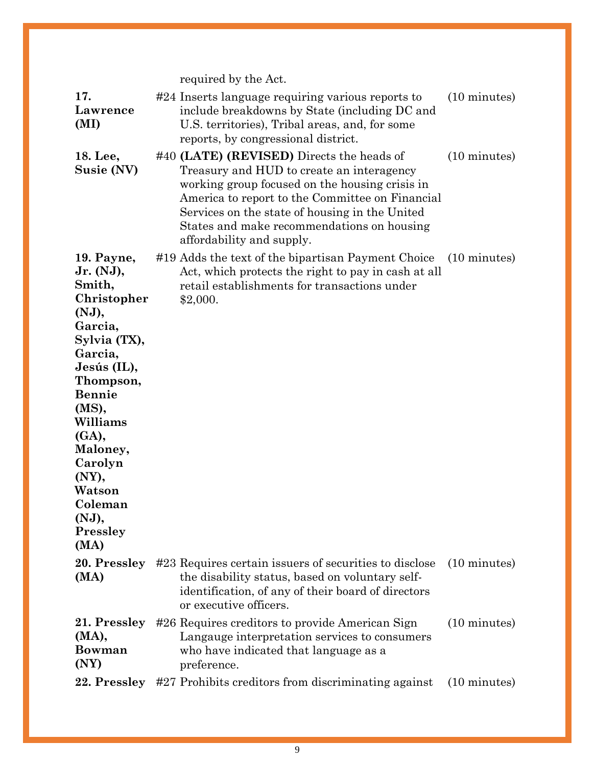| | | | |
|---|---|---|---|
| | | required by the Act. | |
| **17. Lawrence (MI)** | #24 | Inserts language requiring various reports to include breakdowns by State (including DC and U.S. territories), Tribal areas, and, for some reports, by congressional district. | (10 minutes) |
| **18. Lee, Susie (NV)** | #40 | **(LATE) (REVISED)** Directs the heads of Treasury and HUD to create an interagency working group focused on the housing crisis in America to report to the Committee on Financial Services on the state of housing in the United States and make recommendations on housing affordability and supply. | (10 minutes) |
| **19. Payne, Jr. (NJ), Smith, Christopher (NJ), Garcia, Sylvia (TX), Garcia, Jesús (IL), Thompson, Bennie (MS), Williams (GA), Maloney, Carolyn (NY), Watson Coleman (NJ), Pressley (MA)** | #19 | Adds the text of the bipartisan Payment Choice Act, which protects the right to pay in cash at all retail establishments for transactions under $2,000. | (10 minutes) |
| **20. Pressley (MA)** | #23 | Requires certain issuers of securities to disclose the disability status, based on voluntary self-identification, of any of their board of directors or executive officers. | (10 minutes) |
| **21. Pressley (MA), Bowman (NY)** | #26 | Requires creditors to provide American Sign Langauge interpretation services to consumers who have indicated that language as a preference. | (10 minutes) |
| **22. Pressley** | #27 | Prohibits creditors from discriminating against | (10 minutes) |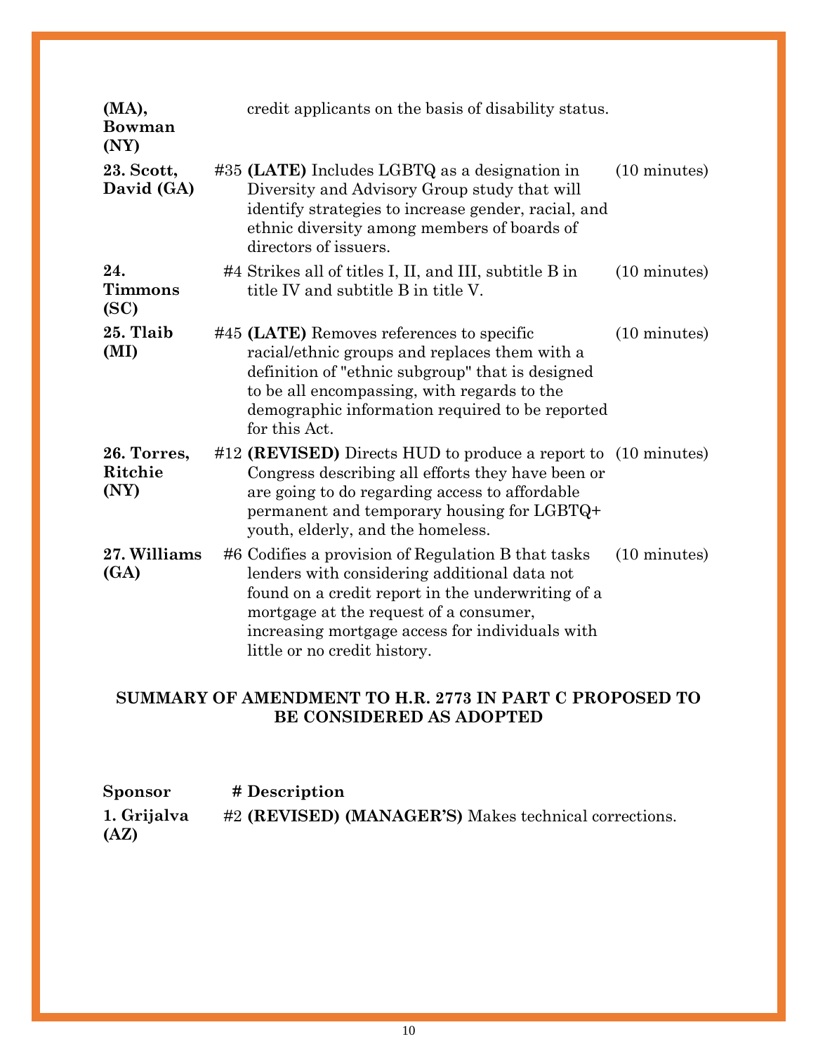| | | |
|---|---|---|
| **(MA), Bowman (NY)** | credit applicants on the basis of disability status. | |
| **23. Scott, David (GA)** | #35 **(LATE)** Includes LGBTQ as a designation in Diversity and Advisory Group study that will identify strategies to increase gender, racial, and ethnic diversity among members of boards of directors of issuers. | (10 minutes) |
| **24. Timmons (SC)** | #4 Strikes all of titles I, II, and III, subtitle B in title IV and subtitle B in title V. | (10 minutes) |
| **25. Tlaib (MI)** | #45 **(LATE)** Removes references to specific racial/ethnic groups and replaces them with a definition of "ethnic subgroup" that is designed to be all encompassing, with regards to the demographic information required to be reported for this Act. | (10 minutes) |
| **26. Torres, Ritchie (NY)** | #12 **(REVISED)** Directs HUD to produce a report to Congress describing all efforts they have been or are going to do regarding access to affordable permanent and temporary housing for LGBTQ+ youth, elderly, and the homeless. | (10 minutes) |
| **27. Williams (GA)** | #6 Codifies a provision of Regulation B that tasks lenders with considering additional data not found on a credit report in the underwriting of a mortgage at the request of a consumer, increasing mortgage access for individuals with little or no credit history. | (10 minutes) |

**SUMMARY OF AMENDMENT TO H.R. 2773 IN PART C PROPOSED TO BE CONSIDERED AS ADOPTED**

| **Sponsor** | **# Description** |
|---|---|
| **1. Grijalva (AZ)** | #2 **(REVISED) (MANAGER'S)** Makes technical corrections. |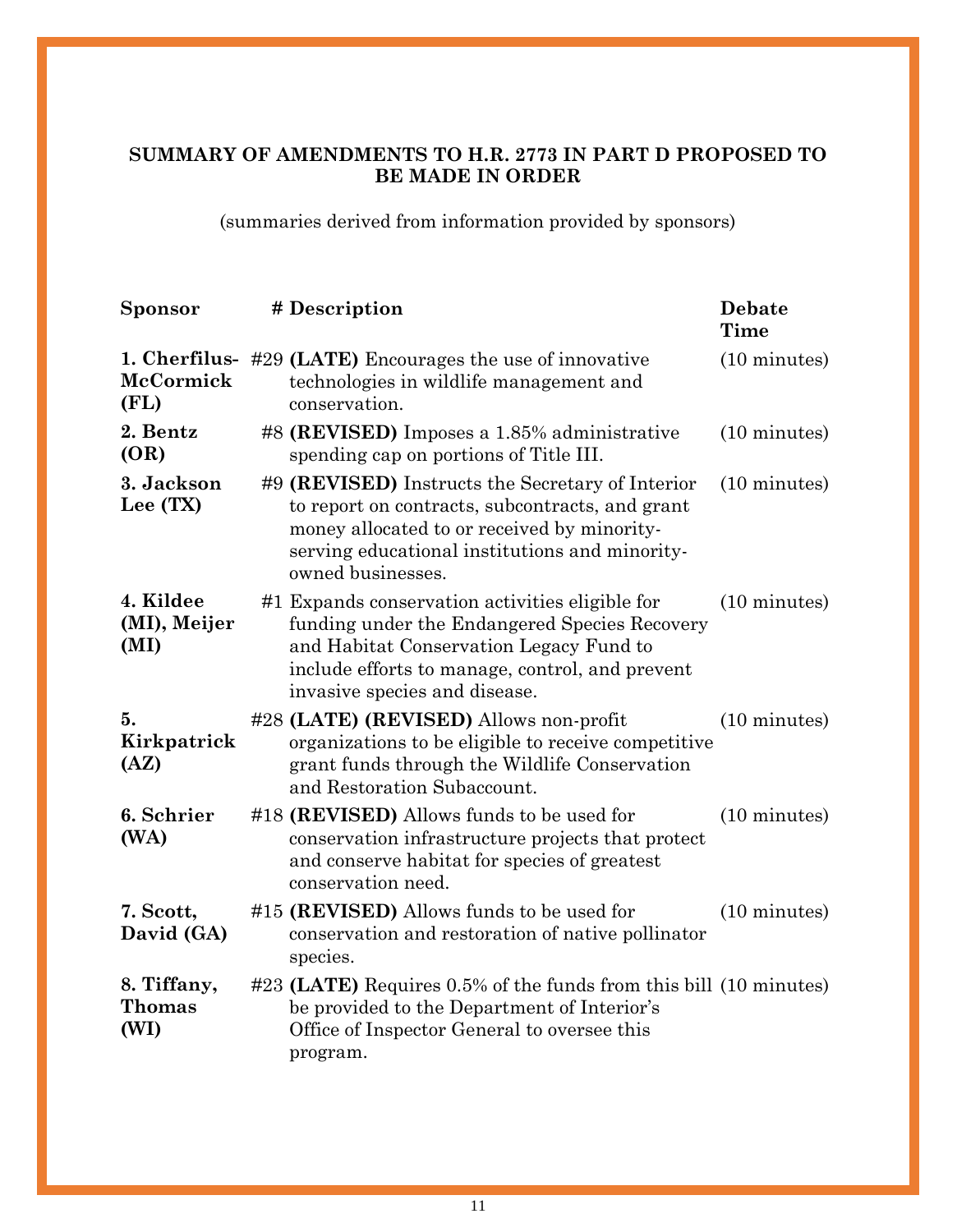**SUMMARY OF AMENDMENTS TO H.R. 2773 IN PART D PROPOSED TO BE MADE IN ORDER**

(summaries derived from information provided by sponsors)

| Sponsor | # | Description | Debate Time |
|---|---|---|---|
| **1. Cherfilus-McCormick (FL)** | #29 | **(LATE)** Encourages the use of innovative technologies in wildlife management and conservation. | (10 minutes) |
| **2. Bentz (OR)** | #8 | **(REVISED)** Imposes a 1.85% administrative spending cap on portions of Title III. | (10 minutes) |
| **3. Jackson Lee (TX)** | #9 | **(REVISED)** Instructs the Secretary of Interior to report on contracts, subcontracts, and grant money allocated to or received by minority-serving educational institutions and minority-owned businesses. | (10 minutes) |
| **4. Kildee (MI), Meijer (MI)** | #1 | Expands conservation activities eligible for funding under the Endangered Species Recovery and Habitat Conservation Legacy Fund to include efforts to manage, control, and prevent invasive species and disease. | (10 minutes) |
| **5. Kirkpatrick (AZ)** | #28 | **(LATE) (REVISED)** Allows non-profit organizations to be eligible to receive competitive grant funds through the Wildlife Conservation and Restoration Subaccount. | (10 minutes) |
| **6. Schrier (WA)** | #18 | **(REVISED)** Allows funds to be used for conservation infrastructure projects that protect and conserve habitat for species of greatest conservation need. | (10 minutes) |
| **7. Scott, David (GA)** | #15 | **(REVISED)** Allows funds to be used for conservation and restoration of native pollinator species. | (10 minutes) |
| **8. Tiffany, Thomas (WI)** | #23 | **(LATE)** Requires 0.5% of the funds from this bill be provided to the Department of Interior's Office of Inspector General to oversee this program. | (10 minutes) |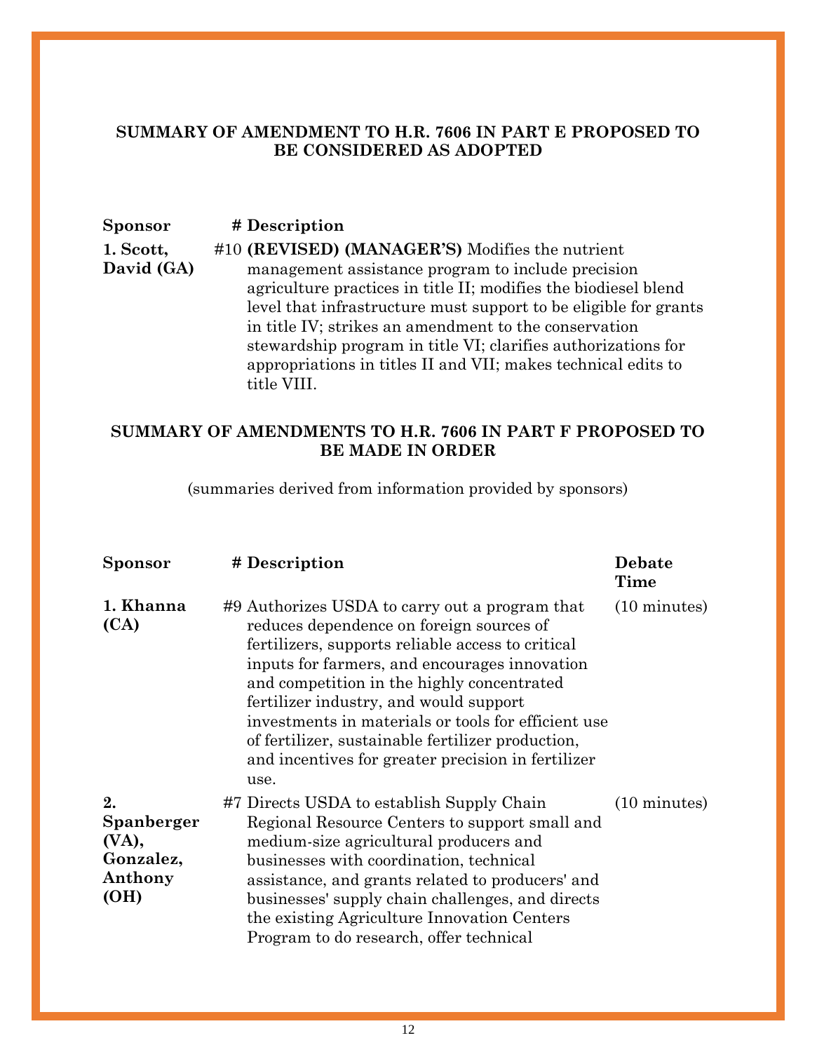### SUMMARY OF AMENDMENT TO H.R. 7606 IN PART E PROPOSED TO BE CONSIDERED AS ADOPTED

| Sponsor | # | Description |
|---|---|---|
| 1. Scott, David (GA) | #10 | **(REVISED) (MANAGER'S)** Modifies the nutrient management assistance program to include precision agriculture practices in title II; modifies the biodiesel blend level that infrastructure must support to be eligible for grants in title IV; strikes an amendment to the conservation stewardship program in title VI; clarifies authorizations for appropriations in titles II and VII; makes technical edits to title VIII. |

### SUMMARY OF AMENDMENTS TO H.R. 7606 IN PART F PROPOSED TO BE MADE IN ORDER

(summaries derived from information provided by sponsors)

| Sponsor | # | Description | Debate Time |
|---|---|---|---|
| 1. Khanna (CA) | #9 | Authorizes USDA to carry out a program that reduces dependence on foreign sources of fertilizers, supports reliable access to critical inputs for farmers, and encourages innovation and competition in the highly concentrated fertilizer industry, and would support investments in materials or tools for efficient use of fertilizer, sustainable fertilizer production, and incentives for greater precision in fertilizer use. | (10 minutes) |
| 2. Spanberger (VA), Gonzalez, Anthony (OH) | #7 | Directs USDA to establish Supply Chain Regional Resource Centers to support small and medium-size agricultural producers and businesses with coordination, technical assistance, and grants related to producers' and businesses' supply chain challenges, and directs the existing Agriculture Innovation Centers Program to do research, offer technical | (10 minutes) |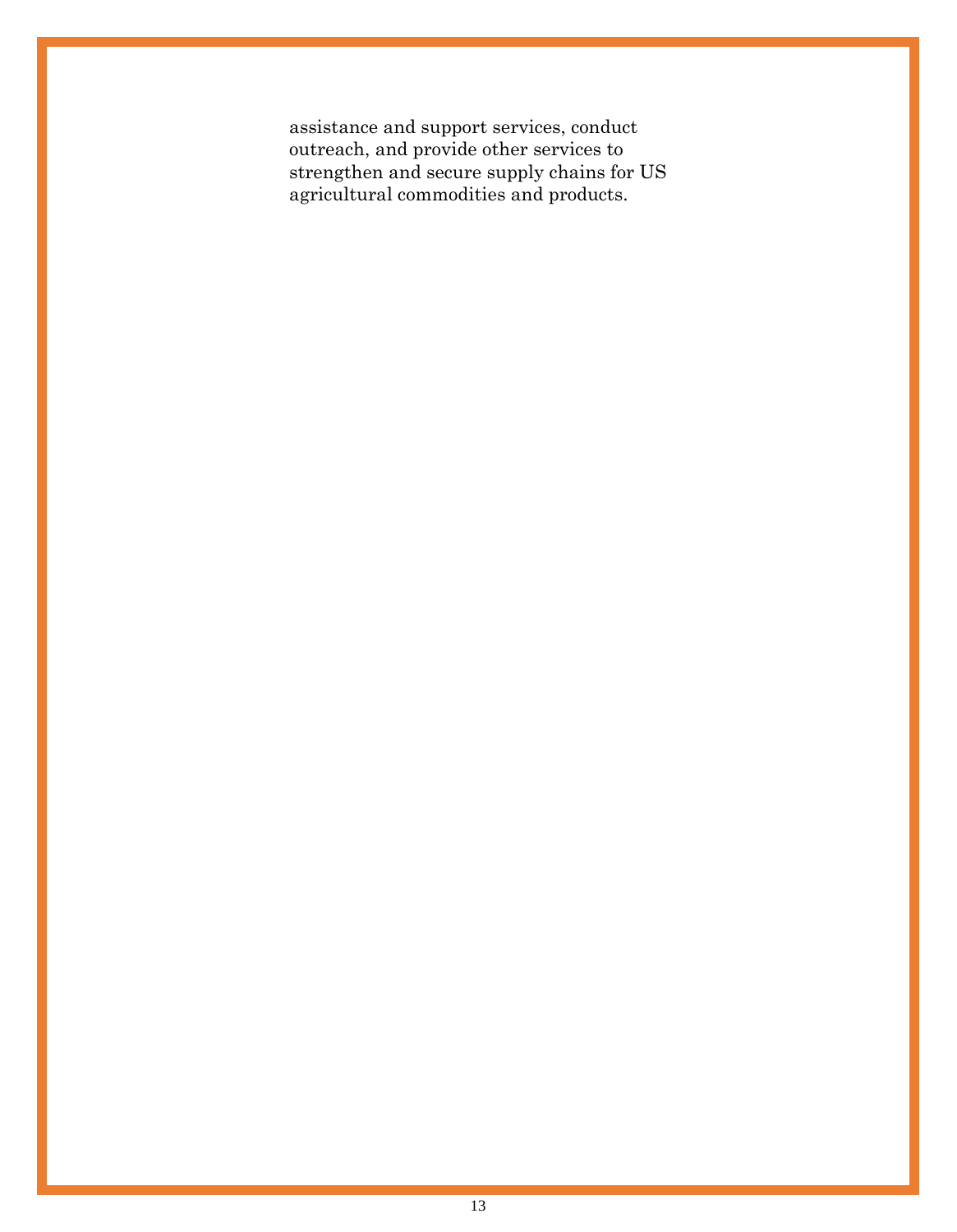assistance and support services, conduct outreach, and provide other services to strengthen and secure supply chains for US agricultural commodities and products.